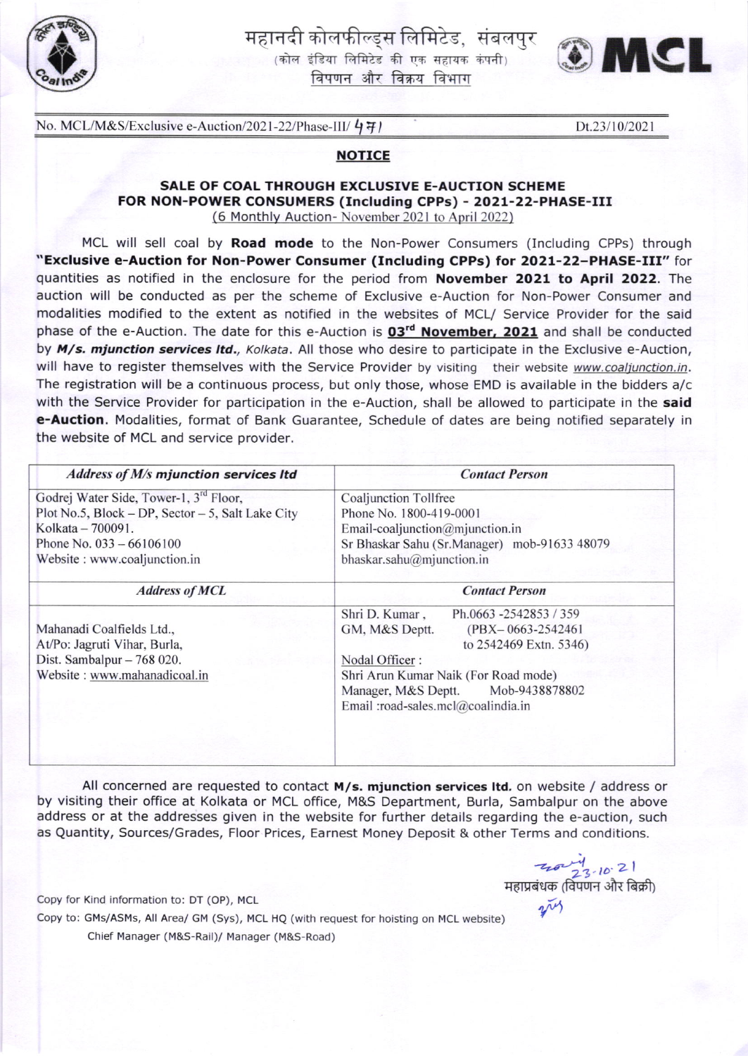महानदी कोलफील्ड्स लिमिटेड, संबलपुर

(कोल इंडिया लिमिटेड की एक सहायक कंपनी)

विपणन और विक्रय विभाग

MCL

No. MCL/M&S/Exclusive e-Auction/2021-22/Phase-III/ 47

Dt.23/10/2021

## NOTICE

### SALE OF COAL THROUGH EXCLUSIVE E-AUCTION SCHEME FOR NON-POWER CONSUMERS (Including CPPs) - 2021-22-PHASE-III

(6 Monthly Auction- November 2021 to April 2022)

MCL will sell coal by **Road mode** to the Non-Power Consumers (Including CPPs) through **"Exclusive e-Auction for Non-Power Consumer (Including CPPs) for 2021-22–PHASE-III"** for quantities as notified in the enclosure for the period from **November 2021 to April 2022**. The auction will be conducted as per the scheme of Exclusive e-Auction for Non-Power Consumer and modalities modified to the extent as notified in the websites of MCL/ Service Provider for the said phase of the e-Auction. The date for this e-Auction is **03rd November, 2021** and shall be conducted by ***M/s. mjunction services ltd.**, Kolkata*. All those who desire to participate in the Exclusive e-Auction, will have to register themselves with the Service Provider by visiting their website *www.coaljunction.in*. The registration will be a continuous process, but only those, whose EMD is available in the bidders a/c with the Service Provider for participation in the e-Auction, shall be allowed to participate in the **said e-Auction**. Modalities, format of Bank Guarantee, Schedule of dates are being notified separately in the website of MCL and service provider.

| *Address of M/s mjunction services ltd* | *Contact Person* |
|---|---|
| Godrej Water Side, Tower-1, 3rd Floor,<br>Plot No.5, Block – DP, Sector – 5, Salt Lake City<br>Kolkata – 700091.<br>Phone No. 033 – 66106100<br>Website : www.coaljunction.in | Coaljunction Tollfree<br>Phone No. 1800-419-0001<br>Email-coaljunction@mjunction.in<br>Sr Bhaskar Sahu (Sr.Manager) mob-91633 48079<br>bhaskar.sahu@mjunction.in |
| ***Address of MCL*** | ***Contact Person*** |
| Mahanadi Coalfields Ltd.,<br>At/Po: Jagruti Vihar, Burla,<br>Dist. Sambalpur – 768 020.<br>Website : www.mahanadicoal.in | Shri D. Kumar, Ph.0663 -2542853 / 359<br>GM, M&S Deptt. (PBX– 0663-2542461 to 2542469 Extn. 5346)<br>Nodal Officer :<br>Shri Arun Kumar Naik (For Road mode)<br>Manager, M&S Deptt. Mob-9438878802<br>Email :road-sales.mcl@coalindia.in |

All concerned are requested to contact **M/s. mjunction services ltd.** on website / address or by visiting their office at Kolkata or MCL office, M&S Department, Burla, Sambalpur on the above address or at the addresses given in the website for further details regarding the e-auction, such as Quantity, Sources/Grades, Floor Prices, Earnest Money Deposit & other Terms and conditions.

23-10-21

महाप्रबंधक (विपणन और बिक्री)

Copy for Kind information to: DT (OP), MCL

Copy to: GMs/ASMs, All Area/ GM (Sys), MCL HQ (with request for hoisting on MCL website)

Chief Manager (M&S-Rail)/ Manager (M&S-Road)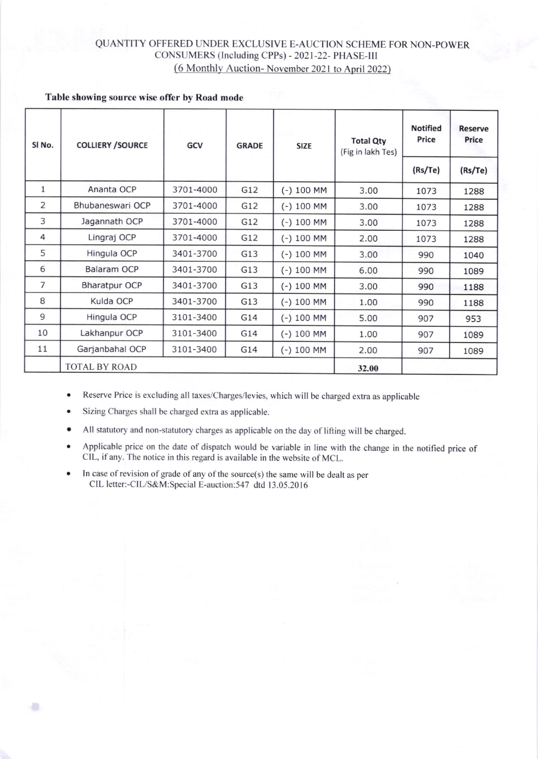# QUANTITY OFFERED UNDER EXCLUSIVE E-AUCTION SCHEME FOR NON-POWER CONSUMERS (Including CPPs) - 2021-22- PHASE-III

(6 Monthly Auction- November 2021 to April 2022)

**Table showing source wise offer by Road mode**

| Sl No. | COLLIERY /SOURCE | GCV | GRADE | SIZE | Total Qty (Fig in lakh Tes) | Notified Price (Rs/Te) | Reserve Price (Rs/Te) |
|---|---|---|---|---|---|---|---|
| 1 | Ananta OCP | 3701-4000 | G12 | (-) 100 MM | 3.00 | 1073 | 1288 |
| 2 | Bhubaneswari OCP | 3701-4000 | G12 | (-) 100 MM | 3.00 | 1073 | 1288 |
| 3 | Jagannath OCP | 3701-4000 | G12 | (-) 100 MM | 3.00 | 1073 | 1288 |
| 4 | Lingraj OCP | 3701-4000 | G12 | (-) 100 MM | 2.00 | 1073 | 1288 |
| 5 | Hingula OCP | 3401-3700 | G13 | (-) 100 MM | 3.00 | 990 | 1040 |
| 6 | Balaram OCP | 3401-3700 | G13 | (-) 100 MM | 6.00 | 990 | 1089 |
| 7 | Bharatpur OCP | 3401-3700 | G13 | (-) 100 MM | 3.00 | 990 | 1188 |
| 8 | Kulda OCP | 3401-3700 | G13 | (-) 100 MM | 1.00 | 990 | 1188 |
| 9 | Hingula OCP | 3101-3400 | G14 | (-) 100 MM | 5.00 | 907 | 953 |
| 10 | Lakhanpur OCP | 3101-3400 | G14 | (-) 100 MM | 1.00 | 907 | 1089 |
| 11 | Garjanbahal OCP | 3101-3400 | G14 | (-) 100 MM | 2.00 | 907 | 1089 |
| | TOTAL BY ROAD | | | | **32.00** | | |

- Reserve Price is excluding all taxes/Charges/levies, which will be charged extra as applicable
- Sizing Charges shall be charged extra as applicable.
- All statutory and non-statutory charges as applicable on the day of lifting will be charged.
- Applicable price on the date of dispatch would be variable in line with the change in the notified price of CIL, if any. The notice in this regard is available in the website of MCL.
- In case of revision of grade of any of the source(s) the same will be dealt as per CIL letter:-CIL/S&M:Special E-auction:547 dtd 13.05.2016